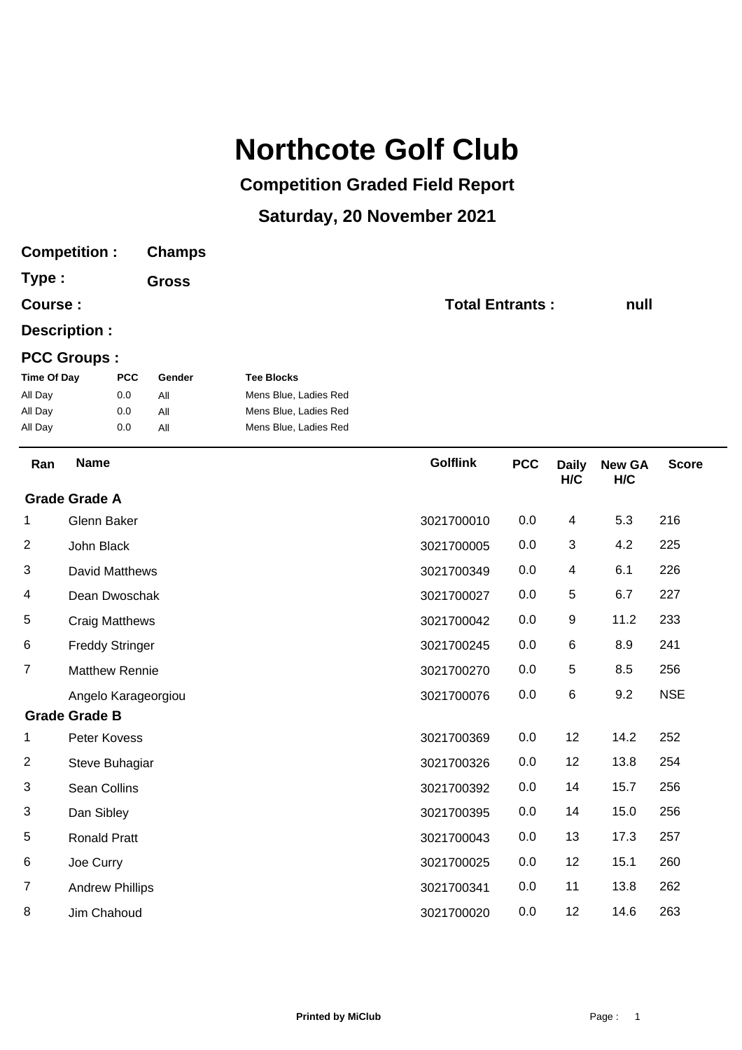# Northcote Golf Club

## Competition Graded Field Report

## Saturday, 20 November 2021

**Competition :** **Champs**

**Type :** **Gross**

**Course :**

**Total Entrants :** **null**

**Description :**

**PCC Groups :**

| Time Of Day | PCC | Gender | Tee Blocks |
|---|---|---|---|
| All Day | 0.0 | All | Mens Blue, Ladies Red |
| All Day | 0.0 | All | Mens Blue, Ladies Red |
| All Day | 0.0 | All | Mens Blue, Ladies Red |

| Ran | Name | Golflink | PCC | Daily H/C | New GA H/C | Score |
|---|---|---|---|---|---|---|
| **Grade Grade A** | | | | | | |
| 1 | Glenn Baker | 3021700010 | 0.0 | 4 | 5.3 | 216 |
| 2 | John Black | 3021700005 | 0.0 | 3 | 4.2 | 225 |
| 3 | David Matthews | 3021700349 | 0.0 | 4 | 6.1 | 226 |
| 4 | Dean Dwoschak | 3021700027 | 0.0 | 5 | 6.7 | 227 |
| 5 | Craig Matthews | 3021700042 | 0.0 | 9 | 11.2 | 233 |
| 6 | Freddy Stringer | 3021700245 | 0.0 | 6 | 8.9 | 241 |
| 7 | Matthew Rennie | 3021700270 | 0.0 | 5 | 8.5 | 256 |
| | Angelo Karageorgiou | 3021700076 | 0.0 | 6 | 9.2 | NSE |
| **Grade Grade B** | | | | | | |
| 1 | Peter Kovess | 3021700369 | 0.0 | 12 | 14.2 | 252 |
| 2 | Steve Buhagiar | 3021700326 | 0.0 | 12 | 13.8 | 254 |
| 3 | Sean Collins | 3021700392 | 0.0 | 14 | 15.7 | 256 |
| 3 | Dan Sibley | 3021700395 | 0.0 | 14 | 15.0 | 256 |
| 5 | Ronald Pratt | 3021700043 | 0.0 | 13 | 17.3 | 257 |
| 6 | Joe Curry | 3021700025 | 0.0 | 12 | 15.1 | 260 |
| 7 | Andrew Phillips | 3021700341 | 0.0 | 11 | 13.8 | 262 |
| 8 | Jim Chahoud | 3021700020 | 0.0 | 12 | 14.6 | 263 |

**Printed by MiClub**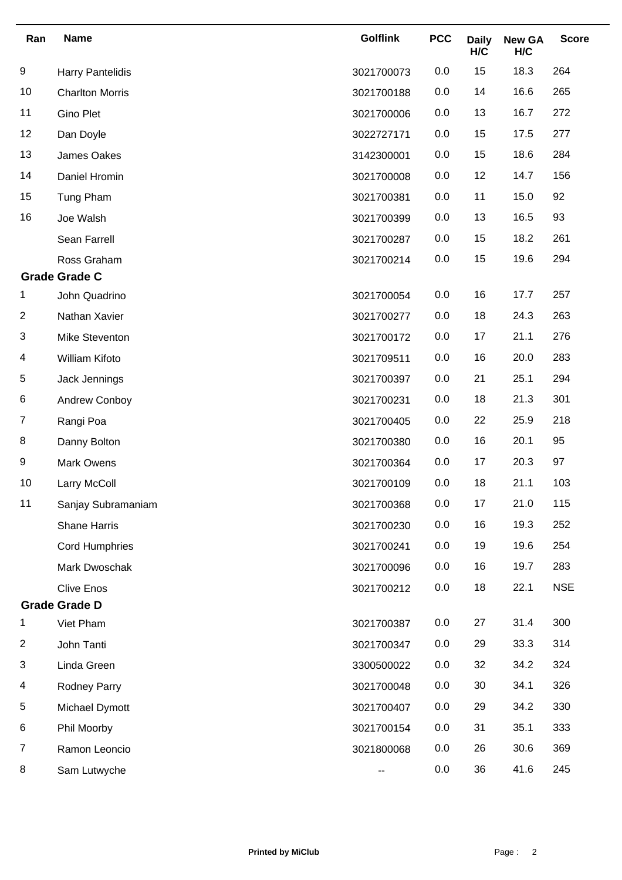| Ran | Name | Golflink | PCC | Daily H/C | New GA H/C | Score |
|---|---|---|---|---|---|---|
| 9 | Harry Pantelidis | 3021700073 | 0.0 | 15 | 18.3 | 264 |
| 10 | Charlton Morris | 3021700188 | 0.0 | 14 | 16.6 | 265 |
| 11 | Gino Plet | 3021700006 | 0.0 | 13 | 16.7 | 272 |
| 12 | Dan Doyle | 3022727171 | 0.0 | 15 | 17.5 | 277 |
| 13 | James Oakes | 3142300001 | 0.0 | 15 | 18.6 | 284 |
| 14 | Daniel Hromin | 3021700008 | 0.0 | 12 | 14.7 | 156 |
| 15 | Tung Pham | 3021700381 | 0.0 | 11 | 15.0 | 92 |
| 16 | Joe Walsh | 3021700399 | 0.0 | 13 | 16.5 | 93 |
| | Sean Farrell | 3021700287 | 0.0 | 15 | 18.2 | 261 |
| | Ross Graham | 3021700214 | 0.0 | 15 | 19.6 | 294 |
| **Grade Grade C** | | | | | | |
| 1 | John Quadrino | 3021700054 | 0.0 | 16 | 17.7 | 257 |
| 2 | Nathan Xavier | 3021700277 | 0.0 | 18 | 24.3 | 263 |
| 3 | Mike Steventon | 3021700172 | 0.0 | 17 | 21.1 | 276 |
| 4 | William Kifoto | 3021709511 | 0.0 | 16 | 20.0 | 283 |
| 5 | Jack Jennings | 3021700397 | 0.0 | 21 | 25.1 | 294 |
| 6 | Andrew Conboy | 3021700231 | 0.0 | 18 | 21.3 | 301 |
| 7 | Rangi Poa | 3021700405 | 0.0 | 22 | 25.9 | 218 |
| 8 | Danny Bolton | 3021700380 | 0.0 | 16 | 20.1 | 95 |
| 9 | Mark Owens | 3021700364 | 0.0 | 17 | 20.3 | 97 |
| 10 | Larry McColl | 3021700109 | 0.0 | 18 | 21.1 | 103 |
| 11 | Sanjay Subramaniam | 3021700368 | 0.0 | 17 | 21.0 | 115 |
| | Shane Harris | 3021700230 | 0.0 | 16 | 19.3 | 252 |
| | Cord Humphries | 3021700241 | 0.0 | 19 | 19.6 | 254 |
| | Mark Dwoschak | 3021700096 | 0.0 | 16 | 19.7 | 283 |
| | Clive Enos | 3021700212 | 0.0 | 18 | 22.1 | NSE |
| **Grade Grade D** | | | | | | |
| 1 | Viet Pham | 3021700387 | 0.0 | 27 | 31.4 | 300 |
| 2 | John Tanti | 3021700347 | 0.0 | 29 | 33.3 | 314 |
| 3 | Linda Green | 3300500022 | 0.0 | 32 | 34.2 | 324 |
| 4 | Rodney Parry | 3021700048 | 0.0 | 30 | 34.1 | 326 |
| 5 | Michael Dymott | 3021700407 | 0.0 | 29 | 34.2 | 330 |
| 6 | Phil Moorby | 3021700154 | 0.0 | 31 | 35.1 | 333 |
| 7 | Ramon Leoncio | 3021800068 | 0.0 | 26 | 30.6 | 369 |
| 8 | Sam Lutwyche | -- | 0.0 | 36 | 41.6 | 245 |

**Printed by MiClub**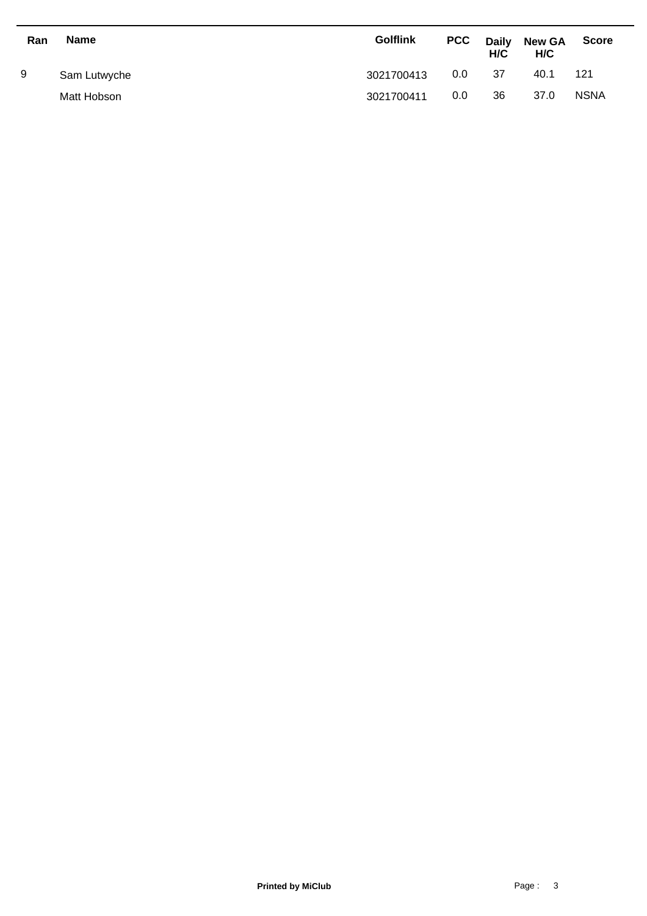| Ran | Name | Golflink | PCC | Daily H/C | New GA H/C | Score |
|---|---|---|---|---|---|---|
| 9 | Sam Lutwyche | 3021700413 | 0.0 | 37 | 40.1 | 121 |
| | Matt Hobson | 3021700411 | 0.0 | 36 | 37.0 | NSNA |

**Printed by MiClub**